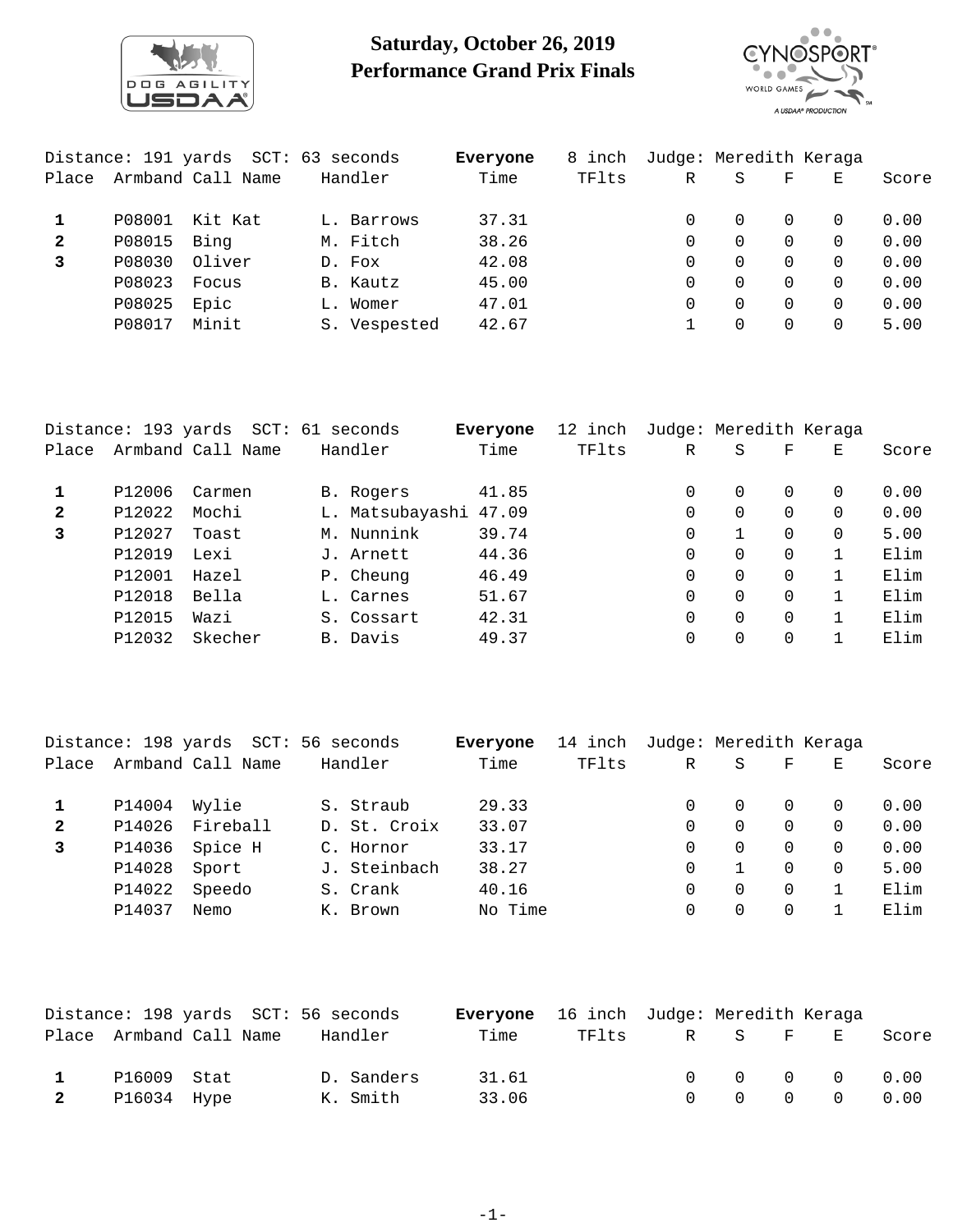# Saturday, October 26, 2019
# Performance Grand Prix Finals

Distance: 191 yards SCT: 63 seconds **Everyone** 8 inch Judge: Meredith Keraga

| Place | Armband | Call Name | Handler | Time | TFlts | R | S | F | E | Score |
|---|---|---|---|---|---|---|---|---|---|---|
| **1** | P08001 | Kit Kat | L. Barrows | 37.31 | | 0 | 0 | 0 | 0 | 0.00 |
| **2** | P08015 | Bing | M. Fitch | 38.26 | | 0 | 0 | 0 | 0 | 0.00 |
| **3** | P08030 | Oliver | D. Fox | 42.08 | | 0 | 0 | 0 | 0 | 0.00 |
| | P08023 | Focus | B. Kautz | 45.00 | | 0 | 0 | 0 | 0 | 0.00 |
| | P08025 | Epic | L. Womer | 47.01 | | 0 | 0 | 0 | 0 | 0.00 |
| | P08017 | Minit | S. Vespested | 42.67 | | 1 | 0 | 0 | 0 | 5.00 |

Distance: 193 yards SCT: 61 seconds **Everyone** 12 inch Judge: Meredith Keraga

| Place | Armband | Call Name | Handler | Time | TFlts | R | S | F | E | Score |
|---|---|---|---|---|---|---|---|---|---|---|
| **1** | P12006 | Carmen | B. Rogers | 41.85 | | 0 | 0 | 0 | 0 | 0.00 |
| **2** | P12022 | Mochi | L. Matsubayashi | 47.09 | | 0 | 0 | 0 | 0 | 0.00 |
| **3** | P12027 | Toast | M. Nunnink | 39.74 | | 0 | 1 | 0 | 0 | 5.00 |
| | P12019 | Lexi | J. Arnett | 44.36 | | 0 | 0 | 0 | 1 | Elim |
| | P12001 | Hazel | P. Cheung | 46.49 | | 0 | 0 | 0 | 1 | Elim |
| | P12018 | Bella | L. Carnes | 51.67 | | 0 | 0 | 0 | 1 | Elim |
| | P12015 | Wazi | S. Cossart | 42.31 | | 0 | 0 | 0 | 1 | Elim |
| | P12032 | Skecher | B. Davis | 49.37 | | 0 | 0 | 0 | 1 | Elim |

Distance: 198 yards SCT: 56 seconds **Everyone** 14 inch Judge: Meredith Keraga

| Place | Armband | Call Name | Handler | Time | TFlts | R | S | F | E | Score |
|---|---|---|---|---|---|---|---|---|---|---|
| **1** | P14004 | Wylie | S. Straub | 29.33 | | 0 | 0 | 0 | 0 | 0.00 |
| **2** | P14026 | Fireball | D. St. Croix | 33.07 | | 0 | 0 | 0 | 0 | 0.00 |
| **3** | P14036 | Spice H | C. Hornor | 33.17 | | 0 | 0 | 0 | 0 | 0.00 |
| | P14028 | Sport | J. Steinbach | 38.27 | | 0 | 1 | 0 | 0 | 5.00 |
| | P14022 | Speedo | S. Crank | 40.16 | | 0 | 0 | 0 | 1 | Elim |
| | P14037 | Nemo | K. Brown | No Time | | 0 | 0 | 0 | 1 | Elim |

Distance: 198 yards SCT: 56 seconds **Everyone** 16 inch Judge: Meredith Keraga

| Place | Armband | Call Name | Handler | Time | TFlts | R | S | F | E | Score |
|---|---|---|---|---|---|---|---|---|---|---|
| **1** | P16009 | Stat | D. Sanders | 31.61 | | 0 | 0 | 0 | 0 | 0.00 |
| **2** | P16034 | Hype | K. Smith | 33.06 | | 0 | 0 | 0 | 0 | 0.00 |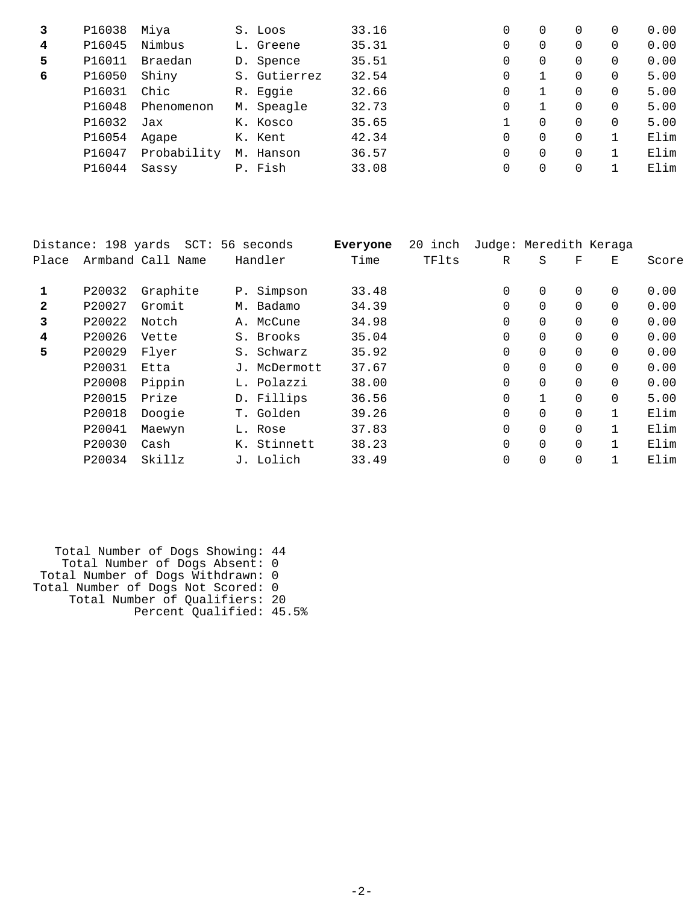| Place | Armband | Call Name | Handler | Time | TFlts | R | S | F | E | Score |
|---|---|---|---|---|---|---|---|---|---|---|
| **3** | P16038 | Miya | S. Loos | 33.16 | | 0 | 0 | 0 | 0 | 0.00 |
| **4** | P16045 | Nimbus | L. Greene | 35.31 | | 0 | 0 | 0 | 0 | 0.00 |
| **5** | P16011 | Braedan | D. Spence | 35.51 | | 0 | 0 | 0 | 0 | 0.00 |
| **6** | P16050 | Shiny | S. Gutierrez | 32.54 | | 0 | 1 | 0 | 0 | 5.00 |
| | P16031 | Chic | R. Eggie | 32.66 | | 0 | 1 | 0 | 0 | 5.00 |
| | P16048 | Phenomenon | M. Speagle | 32.73 | | 0 | 1 | 0 | 0 | 5.00 |
| | P16032 | Jax | K. Kosco | 35.65 | | 1 | 0 | 0 | 0 | 5.00 |
| | P16054 | Agape | K. Kent | 42.34 | | 0 | 0 | 0 | 1 | Elim |
| | P16047 | Probability | M. Hanson | 36.57 | | 0 | 0 | 0 | 1 | Elim |
| | P16044 | Sassy | P. Fish | 33.08 | | 0 | 0 | 0 | 1 | Elim |

Distance: 198 yards SCT: 56 seconds **Everyone** 20 inch Judge: Meredith Keraga

| Place | Armband | Call Name | Handler | Time | TFlts | R | S | F | E | Score |
|---|---|---|---|---|---|---|---|---|---|---|
| **1** | P20032 | Graphite | P. Simpson | 33.48 | | 0 | 0 | 0 | 0 | 0.00 |
| **2** | P20027 | Gromit | M. Badamo | 34.39 | | 0 | 0 | 0 | 0 | 0.00 |
| **3** | P20022 | Notch | A. McCune | 34.98 | | 0 | 0 | 0 | 0 | 0.00 |
| **4** | P20026 | Vette | S. Brooks | 35.04 | | 0 | 0 | 0 | 0 | 0.00 |
| **5** | P20029 | Flyer | S. Schwarz | 35.92 | | 0 | 0 | 0 | 0 | 0.00 |
| | P20031 | Etta | J. McDermott | 37.67 | | 0 | 0 | 0 | 0 | 0.00 |
| | P20008 | Pippin | L. Polazzi | 38.00 | | 0 | 0 | 0 | 0 | 0.00 |
| | P20015 | Prize | D. Fillips | 36.56 | | 0 | 1 | 0 | 0 | 5.00 |
| | P20018 | Doogie | T. Golden | 39.26 | | 0 | 0 | 0 | 1 | Elim |
| | P20041 | Maewyn | L. Rose | 37.83 | | 0 | 0 | 0 | 1 | Elim |
| | P20030 | Cash | K. Stinnett | 38.23 | | 0 | 0 | 0 | 1 | Elim |
| | P20034 | Skillz | J. Lolich | 33.49 | | 0 | 0 | 0 | 1 | Elim |

Total Number of Dogs Showing: 44
Total Number of Dogs Absent: 0
Total Number of Dogs Withdrawn: 0
Total Number of Dogs Not Scored: 0
Total Number of Qualifiers: 20
Percent Qualified: 45.5%